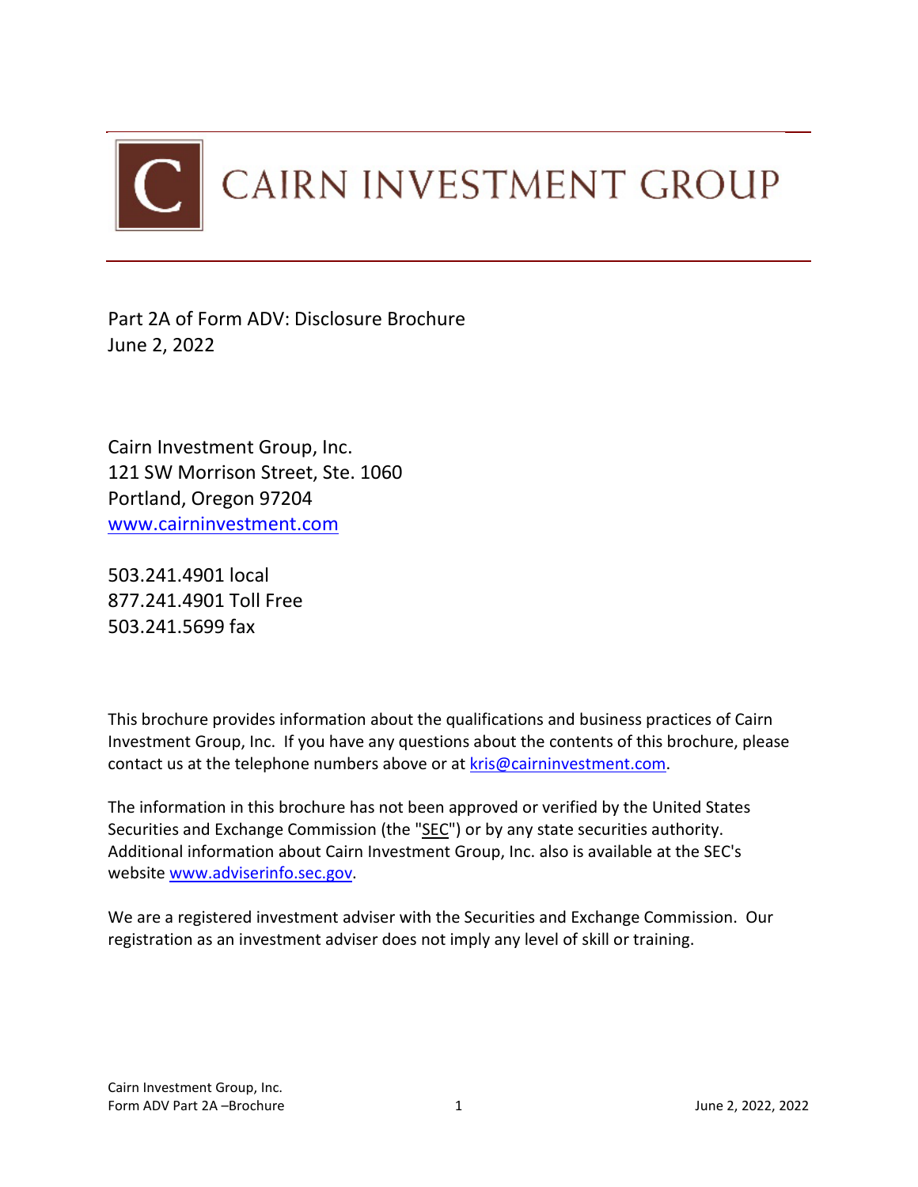# CAIRN INVESTMENT GROUP

Part 2A of Form ADV: Disclosure Brochure
June 2, 2022

Cairn Investment Group, Inc.
121 SW Morrison Street, Ste. 1060
Portland, Oregon 97204
www.cairninvestment.com

503.241.4901 local
877.241.4901 Toll Free
503.241.5699 fax

This brochure provides information about the qualifications and business practices of Cairn Investment Group, Inc. If you have any questions about the contents of this brochure, please contact us at the telephone numbers above or at kris@cairninvestment.com.

The information in this brochure has not been approved or verified by the United States Securities and Exchange Commission (the "SEC") or by any state securities authority. Additional information about Cairn Investment Group, Inc. also is available at the SEC's website www.adviserinfo.sec.gov.

We are a registered investment adviser with the Securities and Exchange Commission. Our registration as an investment adviser does not imply any level of skill or training.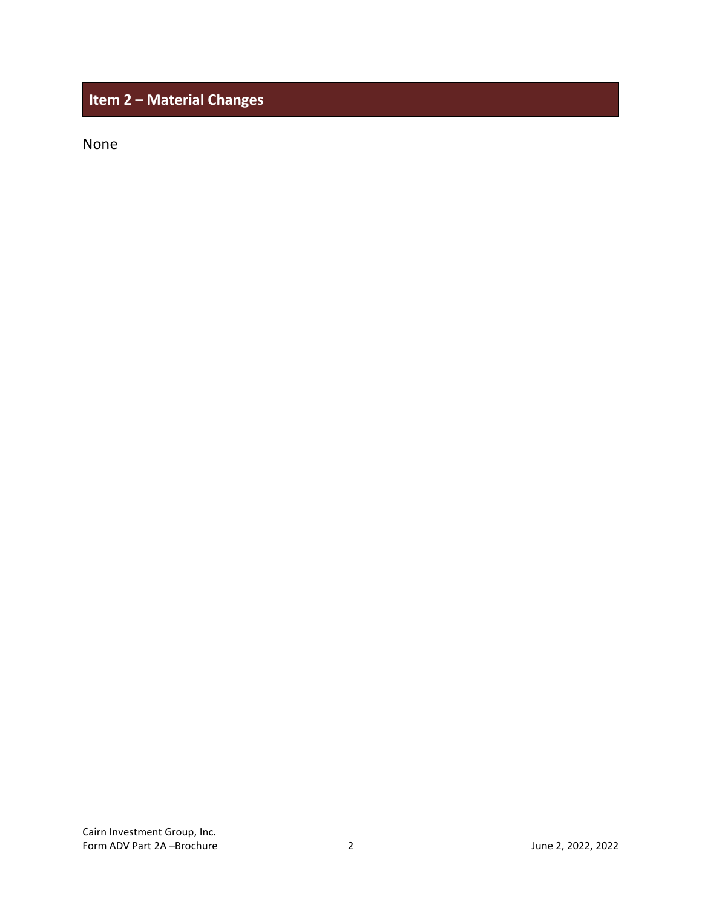## Item 2 – Material Changes

None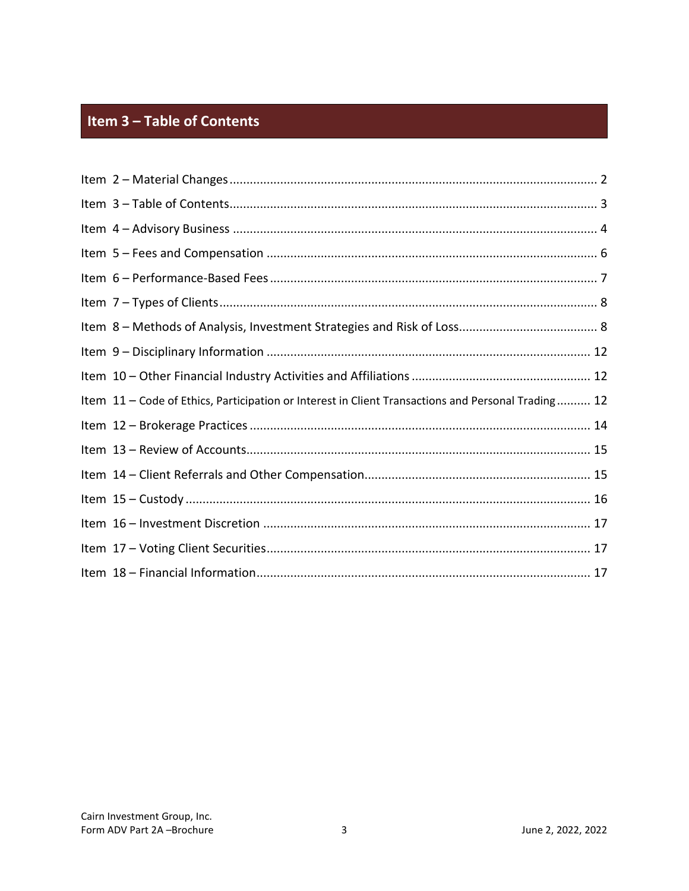## Item 3 – Table of Contents

Item 2 – Material Changes ........ 2
Item 3 – Table of Contents ........ 3
Item 4 – Advisory Business ........ 4
Item 5 – Fees and Compensation ........ 6
Item 6 – Performance-Based Fees ........ 7
Item 7 – Types of Clients ........ 8
Item 8 – Methods of Analysis, Investment Strategies and Risk of Loss ........ 8
Item 9 – Disciplinary Information ........ 12
Item 10 – Other Financial Industry Activities and Affiliations ........ 12
Item 11 – Code of Ethics, Participation or Interest in Client Transactions and Personal Trading ........ 12
Item 12 – Brokerage Practices ........ 14
Item 13 – Review of Accounts ........ 15
Item 14 – Client Referrals and Other Compensation ........ 15
Item 15 – Custody ........ 16
Item 16 – Investment Discretion ........ 17
Item 17 – Voting Client Securities ........ 17
Item 18 – Financial Information ........ 17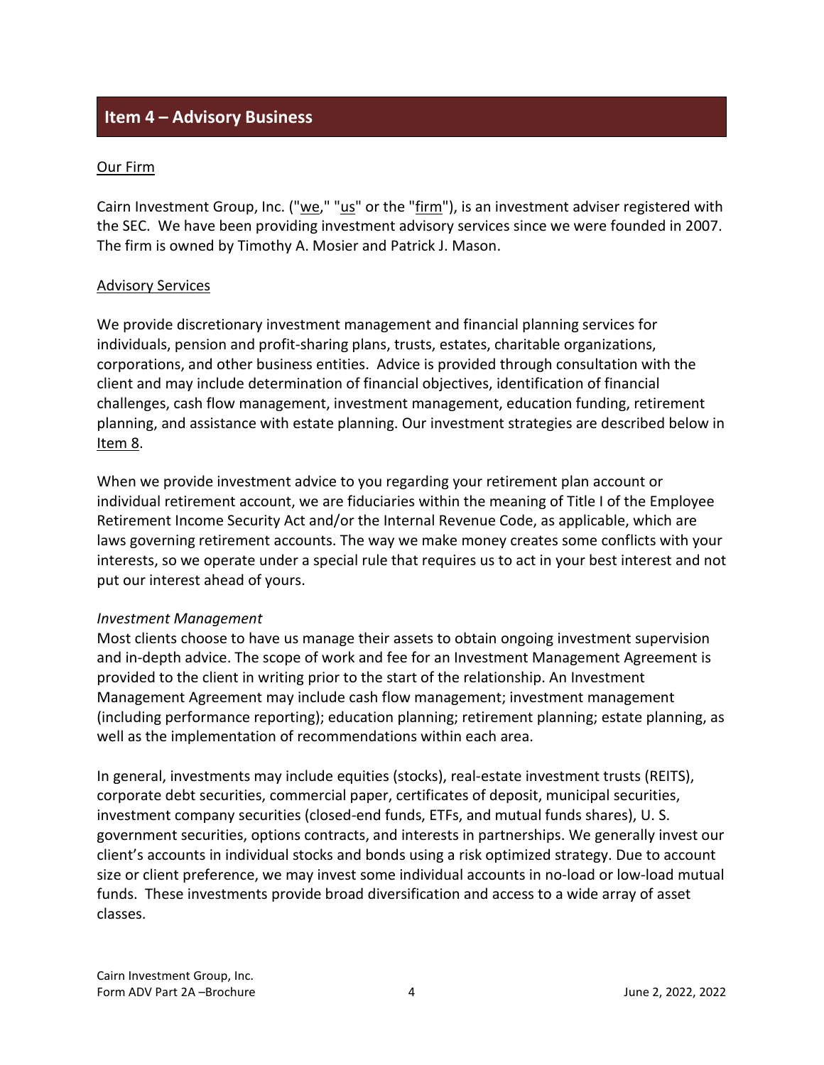## Item 4 – Advisory Business

Our Firm

Cairn Investment Group, Inc. ("we," "us" or the "firm"), is an investment adviser registered with the SEC. We have been providing investment advisory services since we were founded in 2007. The firm is owned by Timothy A. Mosier and Patrick J. Mason.

Advisory Services

We provide discretionary investment management and financial planning services for individuals, pension and profit-sharing plans, trusts, estates, charitable organizations, corporations, and other business entities. Advice is provided through consultation with the client and may include determination of financial objectives, identification of financial challenges, cash flow management, investment management, education funding, retirement planning, and assistance with estate planning. Our investment strategies are described below in Item 8.

When we provide investment advice to you regarding your retirement plan account or individual retirement account, we are fiduciaries within the meaning of Title I of the Employee Retirement Income Security Act and/or the Internal Revenue Code, as applicable, which are laws governing retirement accounts. The way we make money creates some conflicts with your interests, so we operate under a special rule that requires us to act in your best interest and not put our interest ahead of yours.

*Investment Management*

Most clients choose to have us manage their assets to obtain ongoing investment supervision and in-depth advice. The scope of work and fee for an Investment Management Agreement is provided to the client in writing prior to the start of the relationship. An Investment Management Agreement may include cash flow management; investment management (including performance reporting); education planning; retirement planning; estate planning, as well as the implementation of recommendations within each area.

In general, investments may include equities (stocks), real-estate investment trusts (REITS), corporate debt securities, commercial paper, certificates of deposit, municipal securities, investment company securities (closed-end funds, ETFs, and mutual funds shares), U. S. government securities, options contracts, and interests in partnerships. We generally invest our client's accounts in individual stocks and bonds using a risk optimized strategy. Due to account size or client preference, we may invest some individual accounts in no-load or low-load mutual funds. These investments provide broad diversification and access to a wide array of asset classes.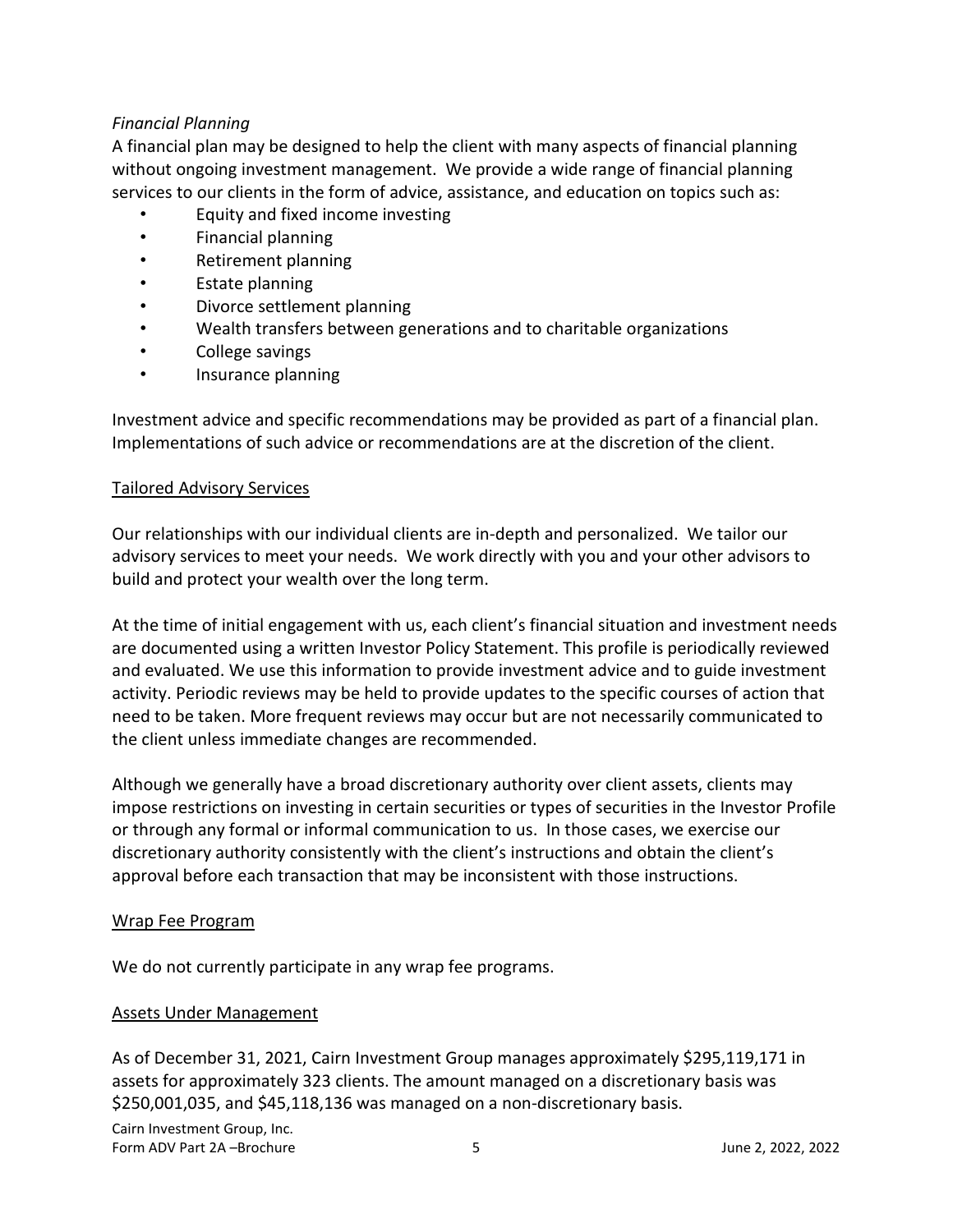*Financial Planning*

A financial plan may be designed to help the client with many aspects of financial planning without ongoing investment management. We provide a wide range of financial planning services to our clients in the form of advice, assistance, and education on topics such as:

- Equity and fixed income investing
- Financial planning
- Retirement planning
- Estate planning
- Divorce settlement planning
- Wealth transfers between generations and to charitable organizations
- College savings
- Insurance planning

Investment advice and specific recommendations may be provided as part of a financial plan. Implementations of such advice or recommendations are at the discretion of the client.

## Tailored Advisory Services

Our relationships with our individual clients are in-depth and personalized. We tailor our advisory services to meet your needs. We work directly with you and your other advisors to build and protect your wealth over the long term.

At the time of initial engagement with us, each client's financial situation and investment needs are documented using a written Investor Policy Statement. This profile is periodically reviewed and evaluated. We use this information to provide investment advice and to guide investment activity. Periodic reviews may be held to provide updates to the specific courses of action that need to be taken. More frequent reviews may occur but are not necessarily communicated to the client unless immediate changes are recommended.

Although we generally have a broad discretionary authority over client assets, clients may impose restrictions on investing in certain securities or types of securities in the Investor Profile or through any formal or informal communication to us. In those cases, we exercise our discretionary authority consistently with the client's instructions and obtain the client's approval before each transaction that may be inconsistent with those instructions.

## Wrap Fee Program

We do not currently participate in any wrap fee programs.

## Assets Under Management

As of December 31, 2021, Cairn Investment Group manages approximately $295,119,171 in assets for approximately 323 clients. The amount managed on a discretionary basis was $250,001,035, and $45,118,136 was managed on a non-discretionary basis.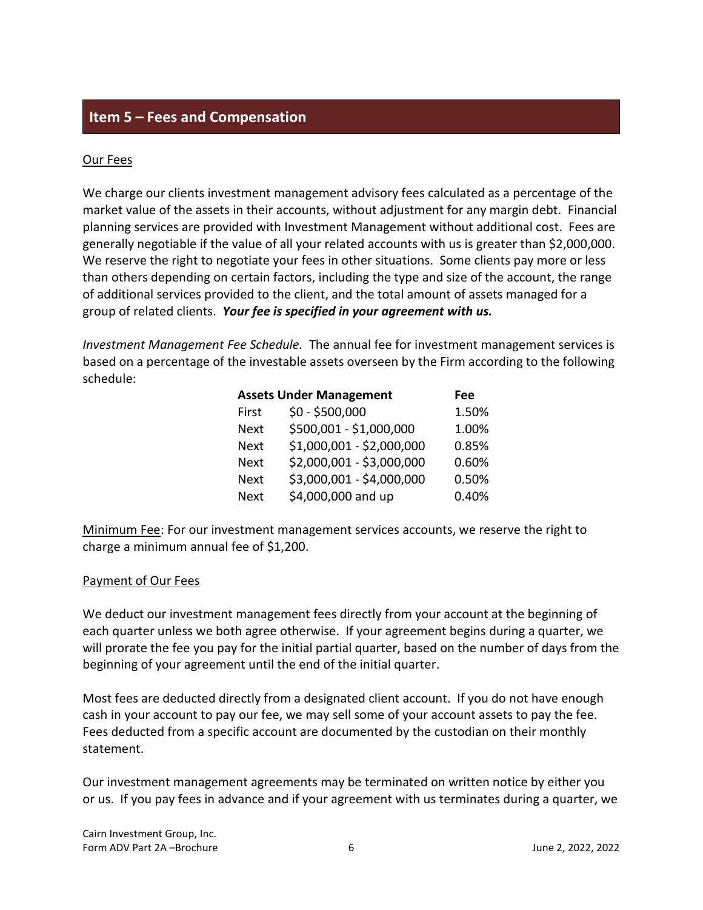## Item 5 – Fees and Compensation

Our Fees

We charge our clients investment management advisory fees calculated as a percentage of the market value of the assets in their accounts, without adjustment for any margin debt. Financial planning services are provided with Investment Management without additional cost. Fees are generally negotiable if the value of all your related accounts with us is greater than $2,000,000. We reserve the right to negotiate your fees in other situations. Some clients pay more or less than others depending on certain factors, including the type and size of the account, the range of additional services provided to the client, and the total amount of assets managed for a group of related clients. ***Your fee is specified in your agreement with us.***

*Investment Management Fee Schedule.* The annual fee for investment management services is based on a percentage of the investable assets overseen by the Firm according to the following schedule:

| Assets Under Management | | Fee |
|---|---|---|
| First | $0 - $500,000 | 1.50% |
| Next | $500,001 - $1,000,000 | 1.00% |
| Next | $1,000,001 - $2,000,000 | 0.85% |
| Next | $2,000,001 - $3,000,000 | 0.60% |
| Next | $3,000,001 - $4,000,000 | 0.50% |
| Next | $4,000,000 and up | 0.40% |

Minimum Fee: For our investment management services accounts, we reserve the right to charge a minimum annual fee of $1,200.

Payment of Our Fees

We deduct our investment management fees directly from your account at the beginning of each quarter unless we both agree otherwise. If your agreement begins during a quarter, we will prorate the fee you pay for the initial partial quarter, based on the number of days from the beginning of your agreement until the end of the initial quarter.

Most fees are deducted directly from a designated client account. If you do not have enough cash in your account to pay our fee, we may sell some of your account assets to pay the fee. Fees deducted from a specific account are documented by the custodian on their monthly statement.

Our investment management agreements may be terminated on written notice by either you or us. If you pay fees in advance and if your agreement with us terminates during a quarter, we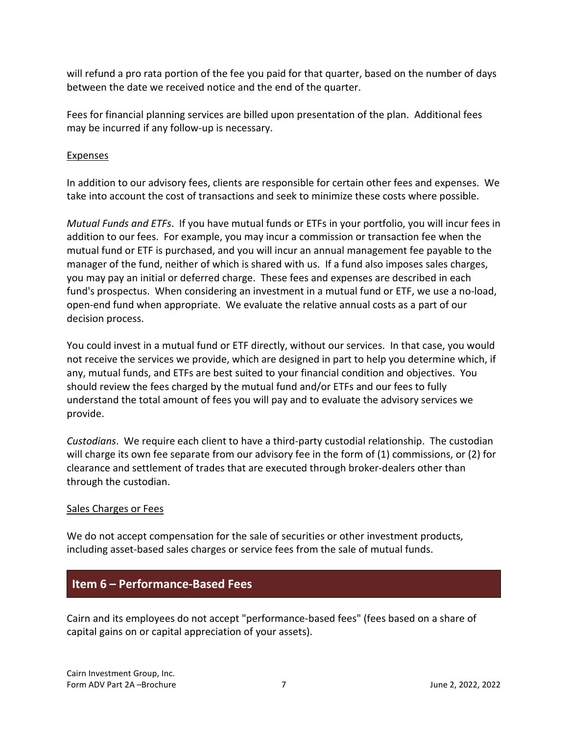will refund a pro rata portion of the fee you paid for that quarter, based on the number of days between the date we received notice and the end of the quarter.

Fees for financial planning services are billed upon presentation of the plan. Additional fees may be incurred if any follow-up is necessary.

Expenses

In addition to our advisory fees, clients are responsible for certain other fees and expenses. We take into account the cost of transactions and seek to minimize these costs where possible.

*Mutual Funds and ETFs*. If you have mutual funds or ETFs in your portfolio, you will incur fees in addition to our fees. For example, you may incur a commission or transaction fee when the mutual fund or ETF is purchased, and you will incur an annual management fee payable to the manager of the fund, neither of which is shared with us. If a fund also imposes sales charges, you may pay an initial or deferred charge. These fees and expenses are described in each fund's prospectus. When considering an investment in a mutual fund or ETF, we use a no-load, open-end fund when appropriate. We evaluate the relative annual costs as a part of our decision process.

You could invest in a mutual fund or ETF directly, without our services. In that case, you would not receive the services we provide, which are designed in part to help you determine which, if any, mutual funds, and ETFs are best suited to your financial condition and objectives. You should review the fees charged by the mutual fund and/or ETFs and our fees to fully understand the total amount of fees you will pay and to evaluate the advisory services we provide.

*Custodians*. We require each client to have a third-party custodial relationship. The custodian will charge its own fee separate from our advisory fee in the form of (1) commissions, or (2) for clearance and settlement of trades that are executed through broker-dealers other than through the custodian.

Sales Charges or Fees

We do not accept compensation for the sale of securities or other investment products, including asset-based sales charges or service fees from the sale of mutual funds.

## Item 6 – Performance-Based Fees

Cairn and its employees do not accept "performance-based fees" (fees based on a share of capital gains on or capital appreciation of your assets).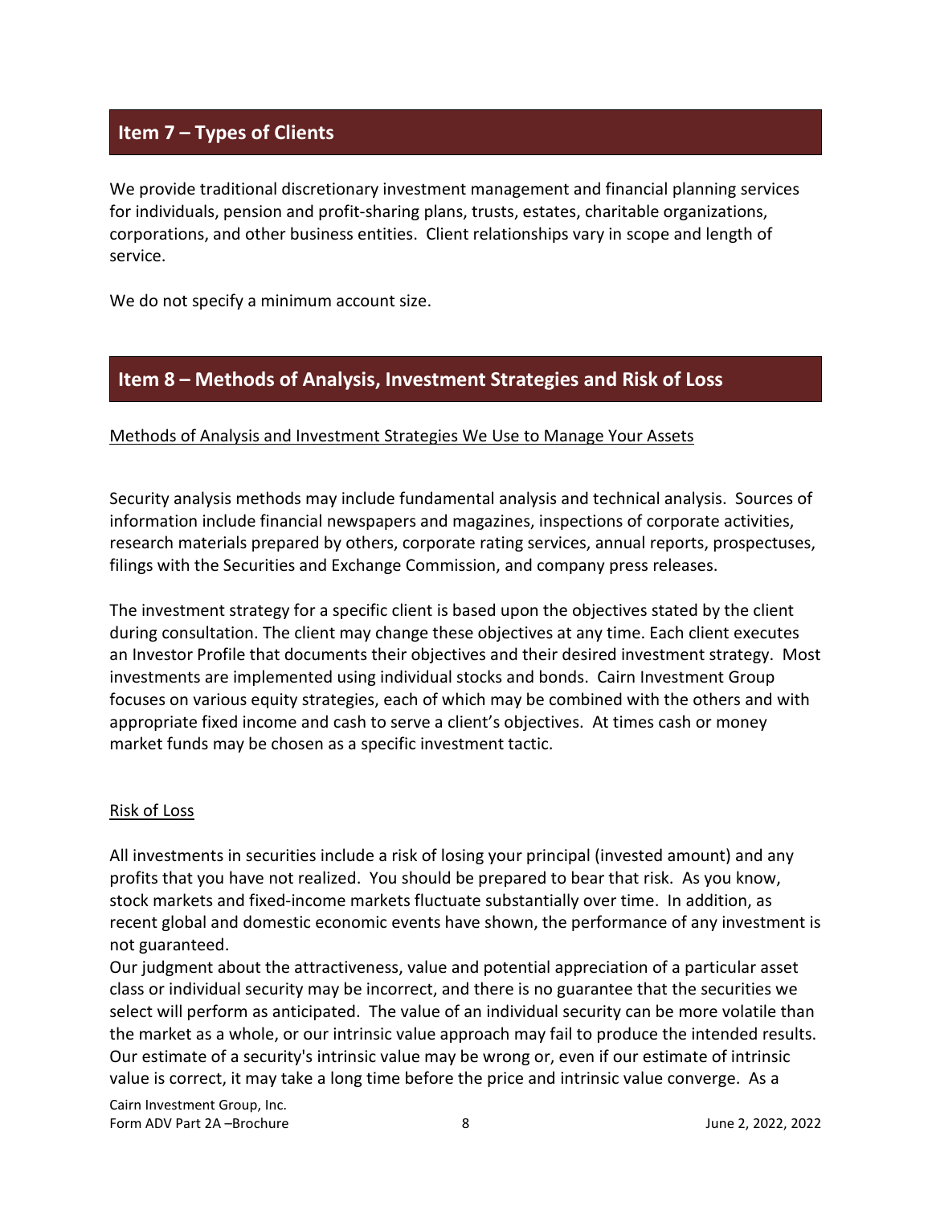## Item 7 – Types of Clients

We provide traditional discretionary investment management and financial planning services for individuals, pension and profit-sharing plans, trusts, estates, charitable organizations, corporations, and other business entities. Client relationships vary in scope and length of service.

We do not specify a minimum account size.

## Item 8 – Methods of Analysis, Investment Strategies and Risk of Loss

### Methods of Analysis and Investment Strategies We Use to Manage Your Assets

Security analysis methods may include fundamental analysis and technical analysis. Sources of information include financial newspapers and magazines, inspections of corporate activities, research materials prepared by others, corporate rating services, annual reports, prospectuses, filings with the Securities and Exchange Commission, and company press releases.

The investment strategy for a specific client is based upon the objectives stated by the client during consultation. The client may change these objectives at any time. Each client executes an Investor Profile that documents their objectives and their desired investment strategy. Most investments are implemented using individual stocks and bonds. Cairn Investment Group focuses on various equity strategies, each of which may be combined with the others and with appropriate fixed income and cash to serve a client's objectives. At times cash or money market funds may be chosen as a specific investment tactic.

### Risk of Loss

All investments in securities include a risk of losing your principal (invested amount) and any profits that you have not realized. You should be prepared to bear that risk. As you know, stock markets and fixed-income markets fluctuate substantially over time. In addition, as recent global and domestic economic events have shown, the performance of any investment is not guaranteed.

Our judgment about the attractiveness, value and potential appreciation of a particular asset class or individual security may be incorrect, and there is no guarantee that the securities we select will perform as anticipated. The value of an individual security can be more volatile than the market as a whole, or our intrinsic value approach may fail to produce the intended results. Our estimate of a security's intrinsic value may be wrong or, even if our estimate of intrinsic value is correct, it may take a long time before the price and intrinsic value converge. As a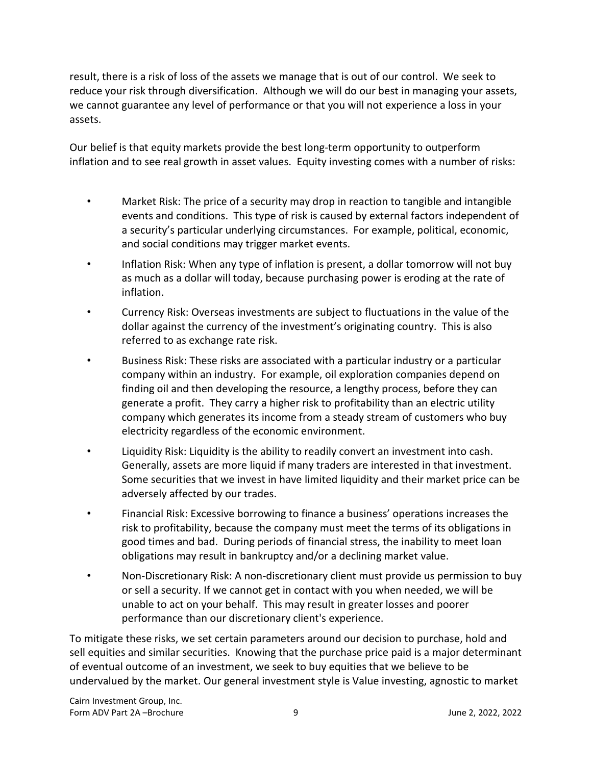result, there is a risk of loss of the assets we manage that is out of our control. We seek to reduce your risk through diversification. Although we will do our best in managing your assets, we cannot guarantee any level of performance or that you will not experience a loss in your assets.

Our belief is that equity markets provide the best long-term opportunity to outperform inflation and to see real growth in asset values. Equity investing comes with a number of risks:

- Market Risk: The price of a security may drop in reaction to tangible and intangible events and conditions. This type of risk is caused by external factors independent of a security's particular underlying circumstances. For example, political, economic, and social conditions may trigger market events.
- Inflation Risk: When any type of inflation is present, a dollar tomorrow will not buy as much as a dollar will today, because purchasing power is eroding at the rate of inflation.
- Currency Risk: Overseas investments are subject to fluctuations in the value of the dollar against the currency of the investment's originating country. This is also referred to as exchange rate risk.
- Business Risk: These risks are associated with a particular industry or a particular company within an industry. For example, oil exploration companies depend on finding oil and then developing the resource, a lengthy process, before they can generate a profit. They carry a higher risk to profitability than an electric utility company which generates its income from a steady stream of customers who buy electricity regardless of the economic environment.
- Liquidity Risk: Liquidity is the ability to readily convert an investment into cash. Generally, assets are more liquid if many traders are interested in that investment. Some securities that we invest in have limited liquidity and their market price can be adversely affected by our trades.
- Financial Risk: Excessive borrowing to finance a business' operations increases the risk to profitability, because the company must meet the terms of its obligations in good times and bad. During periods of financial stress, the inability to meet loan obligations may result in bankruptcy and/or a declining market value.
- Non-Discretionary Risk: A non-discretionary client must provide us permission to buy or sell a security. If we cannot get in contact with you when needed, we will be unable to act on your behalf. This may result in greater losses and poorer performance than our discretionary client's experience.

To mitigate these risks, we set certain parameters around our decision to purchase, hold and sell equities and similar securities. Knowing that the purchase price paid is a major determinant of eventual outcome of an investment, we seek to buy equities that we believe to be undervalued by the market. Our general investment style is Value investing, agnostic to market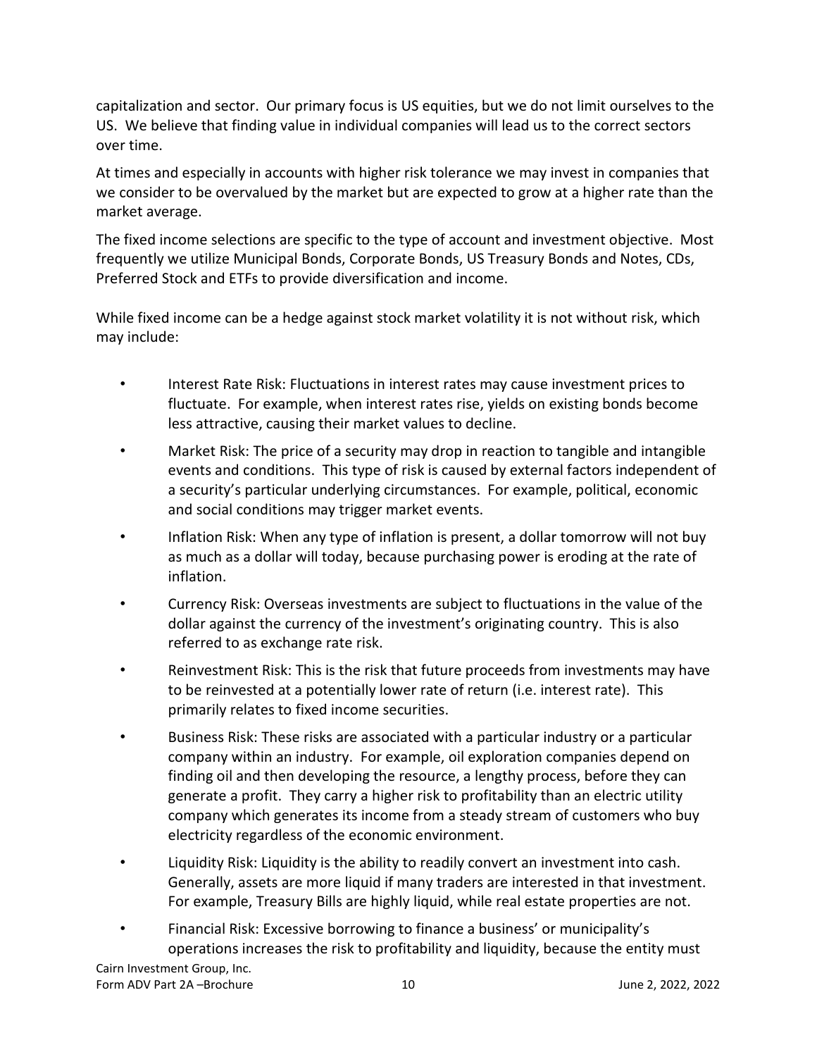capitalization and sector. Our primary focus is US equities, but we do not limit ourselves to the US. We believe that finding value in individual companies will lead us to the correct sectors over time.

At times and especially in accounts with higher risk tolerance we may invest in companies that we consider to be overvalued by the market but are expected to grow at a higher rate than the market average.

The fixed income selections are specific to the type of account and investment objective. Most frequently we utilize Municipal Bonds, Corporate Bonds, US Treasury Bonds and Notes, CDs, Preferred Stock and ETFs to provide diversification and income.

While fixed income can be a hedge against stock market volatility it is not without risk, which may include:

- Interest Rate Risk: Fluctuations in interest rates may cause investment prices to fluctuate. For example, when interest rates rise, yields on existing bonds become less attractive, causing their market values to decline.
- Market Risk: The price of a security may drop in reaction to tangible and intangible events and conditions. This type of risk is caused by external factors independent of a security's particular underlying circumstances. For example, political, economic and social conditions may trigger market events.
- Inflation Risk: When any type of inflation is present, a dollar tomorrow will not buy as much as a dollar will today, because purchasing power is eroding at the rate of inflation.
- Currency Risk: Overseas investments are subject to fluctuations in the value of the dollar against the currency of the investment's originating country. This is also referred to as exchange rate risk.
- Reinvestment Risk: This is the risk that future proceeds from investments may have to be reinvested at a potentially lower rate of return (i.e. interest rate). This primarily relates to fixed income securities.
- Business Risk: These risks are associated with a particular industry or a particular company within an industry. For example, oil exploration companies depend on finding oil and then developing the resource, a lengthy process, before they can generate a profit. They carry a higher risk to profitability than an electric utility company which generates its income from a steady stream of customers who buy electricity regardless of the economic environment.
- Liquidity Risk: Liquidity is the ability to readily convert an investment into cash. Generally, assets are more liquid if many traders are interested in that investment. For example, Treasury Bills are highly liquid, while real estate properties are not.
- Financial Risk: Excessive borrowing to finance a business' or municipality's operations increases the risk to profitability and liquidity, because the entity must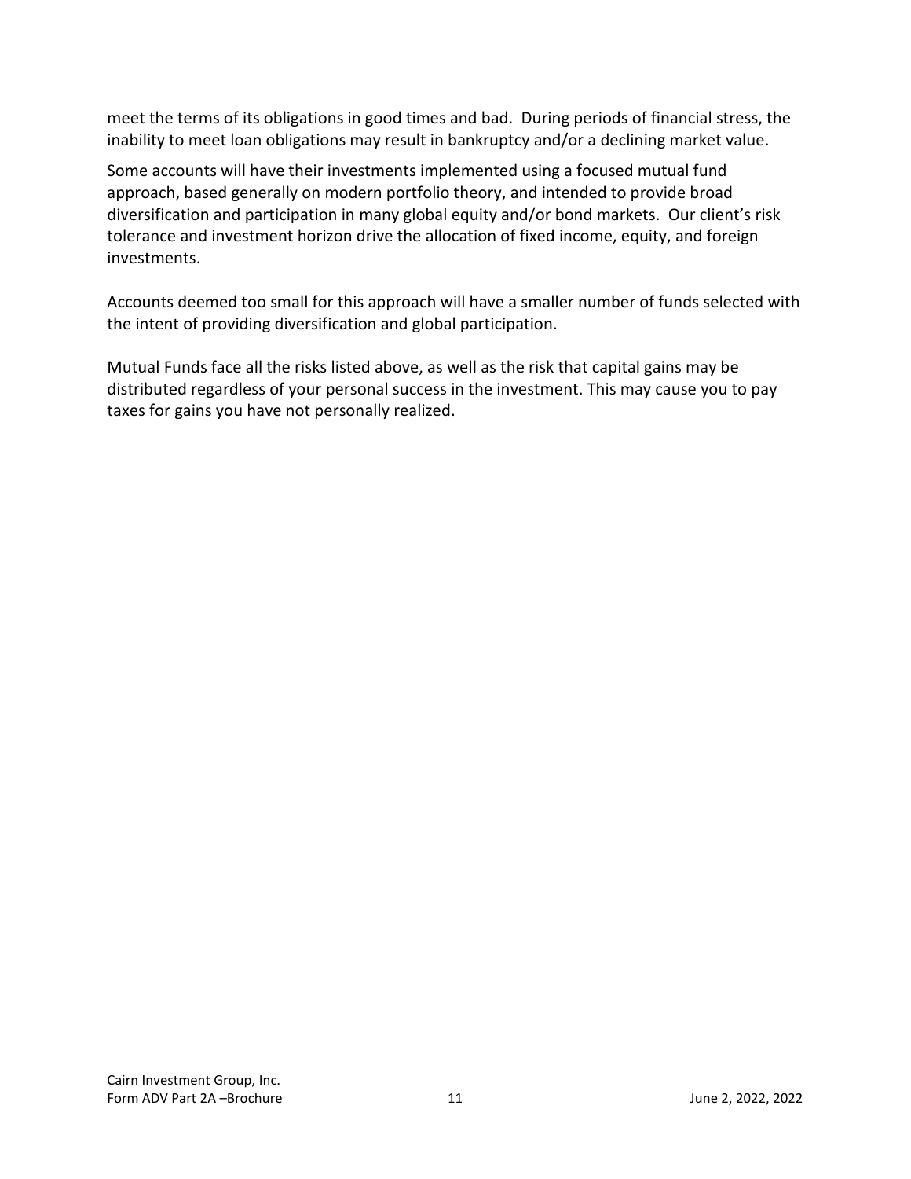meet the terms of its obligations in good times and bad. During periods of financial stress, the inability to meet loan obligations may result in bankruptcy and/or a declining market value.

Some accounts will have their investments implemented using a focused mutual fund approach, based generally on modern portfolio theory, and intended to provide broad diversification and participation in many global equity and/or bond markets. Our client's risk tolerance and investment horizon drive the allocation of fixed income, equity, and foreign investments.

Accounts deemed too small for this approach will have a smaller number of funds selected with the intent of providing diversification and global participation.

Mutual Funds face all the risks listed above, as well as the risk that capital gains may be distributed regardless of your personal success in the investment. This may cause you to pay taxes for gains you have not personally realized.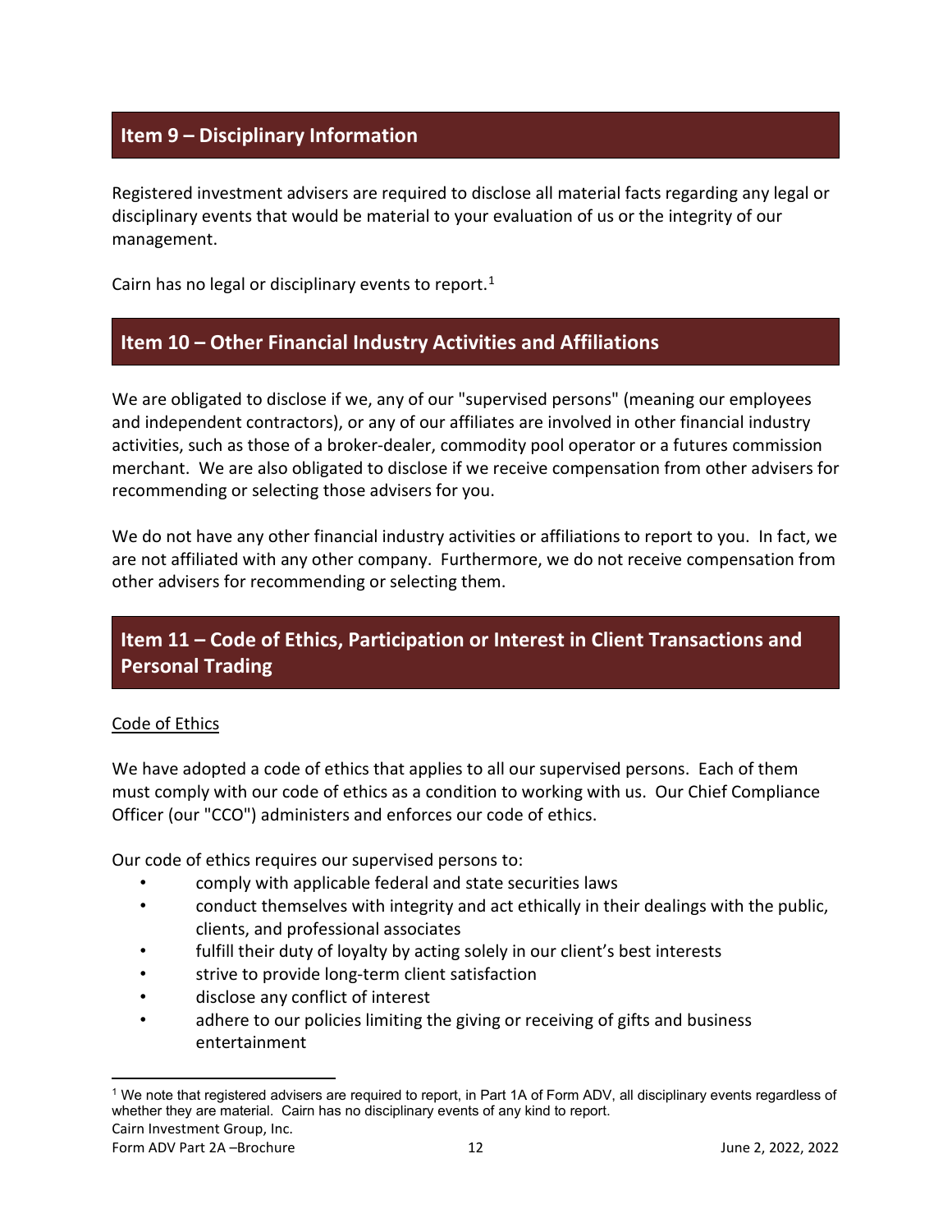## Item 9 – Disciplinary Information

Registered investment advisers are required to disclose all material facts regarding any legal or disciplinary events that would be material to your evaluation of us or the integrity of our management.

Cairn has no legal or disciplinary events to report.[1]

## Item 10 – Other Financial Industry Activities and Affiliations

We are obligated to disclose if we, any of our "supervised persons" (meaning our employees and independent contractors), or any of our affiliates are involved in other financial industry activities, such as those of a broker-dealer, commodity pool operator or a futures commission merchant. We are also obligated to disclose if we receive compensation from other advisers for recommending or selecting those advisers for you.

We do not have any other financial industry activities or affiliations to report to you. In fact, we are not affiliated with any other company. Furthermore, we do not receive compensation from other advisers for recommending or selecting them.

## Item 11 – Code of Ethics, Participation or Interest in Client Transactions and Personal Trading

<u>Code of Ethics</u>

We have adopted a code of ethics that applies to all our supervised persons. Each of them must comply with our code of ethics as a condition to working with us. Our Chief Compliance Officer (our "CCO") administers and enforces our code of ethics.

Our code of ethics requires our supervised persons to:

- comply with applicable federal and state securities laws
- conduct themselves with integrity and act ethically in their dealings with the public, clients, and professional associates
- fulfill their duty of loyalty by acting solely in our client's best interests
- strive to provide long-term client satisfaction
- disclose any conflict of interest
- adhere to our policies limiting the giving or receiving of gifts and business entertainment

[1] We note that registered advisers are required to report, in Part 1A of Form ADV, all disciplinary events regardless of whether they are material. Cairn has no disciplinary events of any kind to report.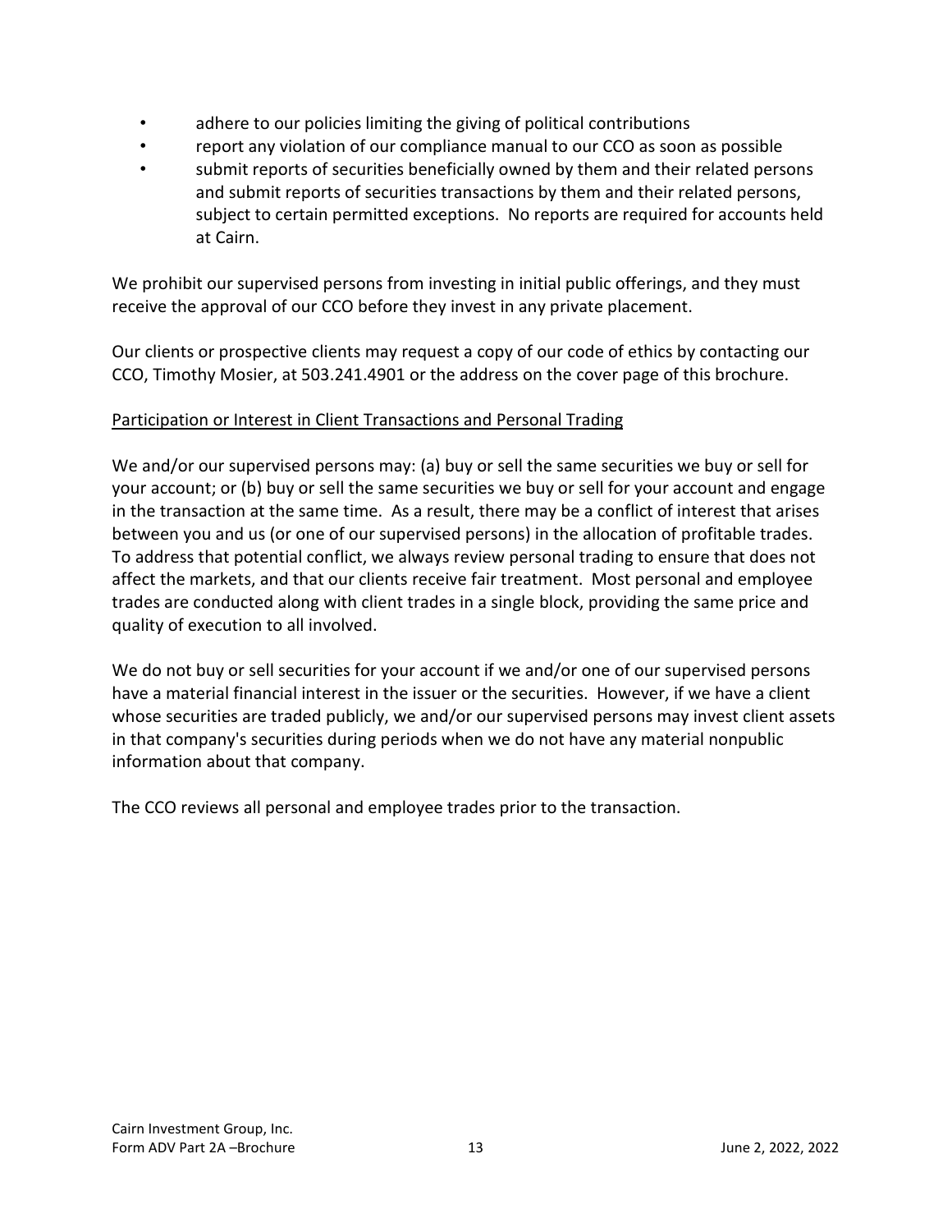- adhere to our policies limiting the giving of political contributions
- report any violation of our compliance manual to our CCO as soon as possible
- submit reports of securities beneficially owned by them and their related persons and submit reports of securities transactions by them and their related persons, subject to certain permitted exceptions. No reports are required for accounts held at Cairn.

We prohibit our supervised persons from investing in initial public offerings, and they must receive the approval of our CCO before they invest in any private placement.

Our clients or prospective clients may request a copy of our code of ethics by contacting our CCO, Timothy Mosier, at 503.241.4901 or the address on the cover page of this brochure.

<u>Participation or Interest in Client Transactions and Personal Trading</u>

We and/or our supervised persons may: (a) buy or sell the same securities we buy or sell for your account; or (b) buy or sell the same securities we buy or sell for your account and engage in the transaction at the same time. As a result, there may be a conflict of interest that arises between you and us (or one of our supervised persons) in the allocation of profitable trades. To address that potential conflict, we always review personal trading to ensure that does not affect the markets, and that our clients receive fair treatment. Most personal and employee trades are conducted along with client trades in a single block, providing the same price and quality of execution to all involved.

We do not buy or sell securities for your account if we and/or one of our supervised persons have a material financial interest in the issuer or the securities. However, if we have a client whose securities are traded publicly, we and/or our supervised persons may invest client assets in that company's securities during periods when we do not have any material nonpublic information about that company.

The CCO reviews all personal and employee trades prior to the transaction.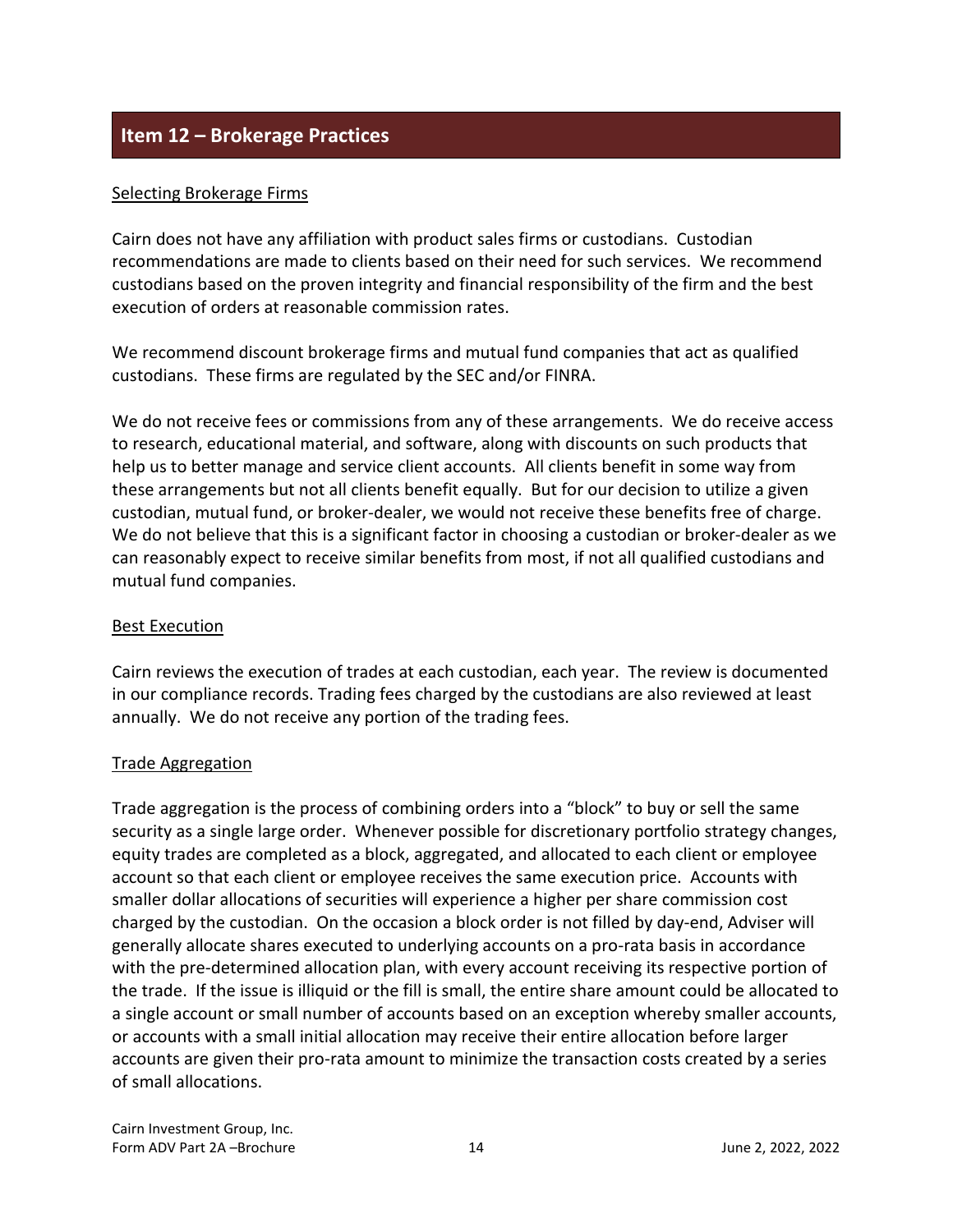## Item 12 – Brokerage Practices

Selecting Brokerage Firms

Cairn does not have any affiliation with product sales firms or custodians. Custodian recommendations are made to clients based on their need for such services. We recommend custodians based on the proven integrity and financial responsibility of the firm and the best execution of orders at reasonable commission rates.

We recommend discount brokerage firms and mutual fund companies that act as qualified custodians. These firms are regulated by the SEC and/or FINRA.

We do not receive fees or commissions from any of these arrangements. We do receive access to research, educational material, and software, along with discounts on such products that help us to better manage and service client accounts. All clients benefit in some way from these arrangements but not all clients benefit equally. But for our decision to utilize a given custodian, mutual fund, or broker-dealer, we would not receive these benefits free of charge. We do not believe that this is a significant factor in choosing a custodian or broker-dealer as we can reasonably expect to receive similar benefits from most, if not all qualified custodians and mutual fund companies.

Best Execution

Cairn reviews the execution of trades at each custodian, each year. The review is documented in our compliance records. Trading fees charged by the custodians are also reviewed at least annually. We do not receive any portion of the trading fees.

Trade Aggregation

Trade aggregation is the process of combining orders into a "block" to buy or sell the same security as a single large order. Whenever possible for discretionary portfolio strategy changes, equity trades are completed as a block, aggregated, and allocated to each client or employee account so that each client or employee receives the same execution price. Accounts with smaller dollar allocations of securities will experience a higher per share commission cost charged by the custodian. On the occasion a block order is not filled by day-end, Adviser will generally allocate shares executed to underlying accounts on a pro-rata basis in accordance with the pre-determined allocation plan, with every account receiving its respective portion of the trade. If the issue is illiquid or the fill is small, the entire share amount could be allocated to a single account or small number of accounts based on an exception whereby smaller accounts, or accounts with a small initial allocation may receive their entire allocation before larger accounts are given their pro-rata amount to minimize the transaction costs created by a series of small allocations.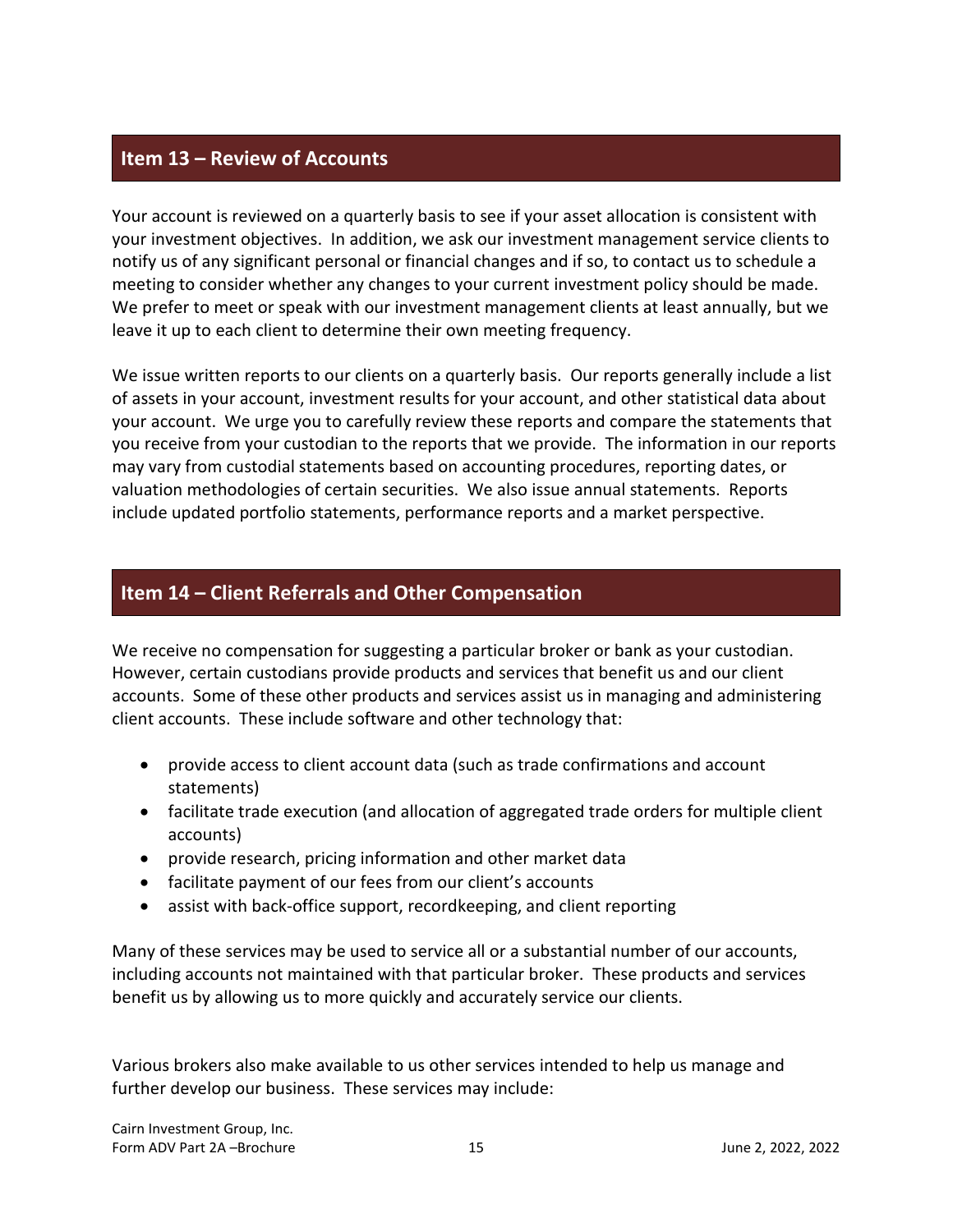## Item 13 – Review of Accounts

Your account is reviewed on a quarterly basis to see if your asset allocation is consistent with your investment objectives. In addition, we ask our investment management service clients to notify us of any significant personal or financial changes and if so, to contact us to schedule a meeting to consider whether any changes to your current investment policy should be made. We prefer to meet or speak with our investment management clients at least annually, but we leave it up to each client to determine their own meeting frequency.

We issue written reports to our clients on a quarterly basis. Our reports generally include a list of assets in your account, investment results for your account, and other statistical data about your account. We urge you to carefully review these reports and compare the statements that you receive from your custodian to the reports that we provide. The information in our reports may vary from custodial statements based on accounting procedures, reporting dates, or valuation methodologies of certain securities. We also issue annual statements. Reports include updated portfolio statements, performance reports and a market perspective.

## Item 14 – Client Referrals and Other Compensation

We receive no compensation for suggesting a particular broker or bank as your custodian. However, certain custodians provide products and services that benefit us and our client accounts. Some of these other products and services assist us in managing and administering client accounts. These include software and other technology that:

- provide access to client account data (such as trade confirmations and account statements)
- facilitate trade execution (and allocation of aggregated trade orders for multiple client accounts)
- provide research, pricing information and other market data
- facilitate payment of our fees from our client's accounts
- assist with back-office support, recordkeeping, and client reporting

Many of these services may be used to service all or a substantial number of our accounts, including accounts not maintained with that particular broker. These products and services benefit us by allowing us to more quickly and accurately service our clients.

Various brokers also make available to us other services intended to help us manage and further develop our business. These services may include: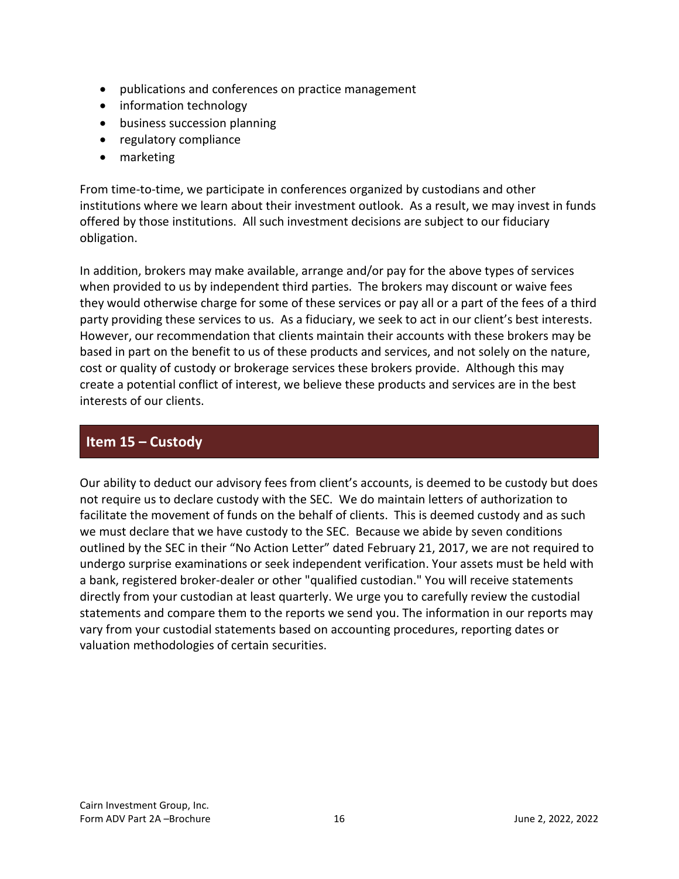- publications and conferences on practice management
- information technology
- business succession planning
- regulatory compliance
- marketing

From time-to-time, we participate in conferences organized by custodians and other institutions where we learn about their investment outlook. As a result, we may invest in funds offered by those institutions. All such investment decisions are subject to our fiduciary obligation.

In addition, brokers may make available, arrange and/or pay for the above types of services when provided to us by independent third parties. The brokers may discount or waive fees they would otherwise charge for some of these services or pay all or a part of the fees of a third party providing these services to us. As a fiduciary, we seek to act in our client's best interests. However, our recommendation that clients maintain their accounts with these brokers may be based in part on the benefit to us of these products and services, and not solely on the nature, cost or quality of custody or brokerage services these brokers provide. Although this may create a potential conflict of interest, we believe these products and services are in the best interests of our clients.

## Item 15 – Custody

Our ability to deduct our advisory fees from client's accounts, is deemed to be custody but does not require us to declare custody with the SEC. We do maintain letters of authorization to facilitate the movement of funds on the behalf of clients. This is deemed custody and as such we must declare that we have custody to the SEC. Because we abide by seven conditions outlined by the SEC in their "No Action Letter" dated February 21, 2017, we are not required to undergo surprise examinations or seek independent verification. Your assets must be held with a bank, registered broker-dealer or other "qualified custodian." You will receive statements directly from your custodian at least quarterly. We urge you to carefully review the custodial statements and compare them to the reports we send you. The information in our reports may vary from your custodial statements based on accounting procedures, reporting dates or valuation methodologies of certain securities.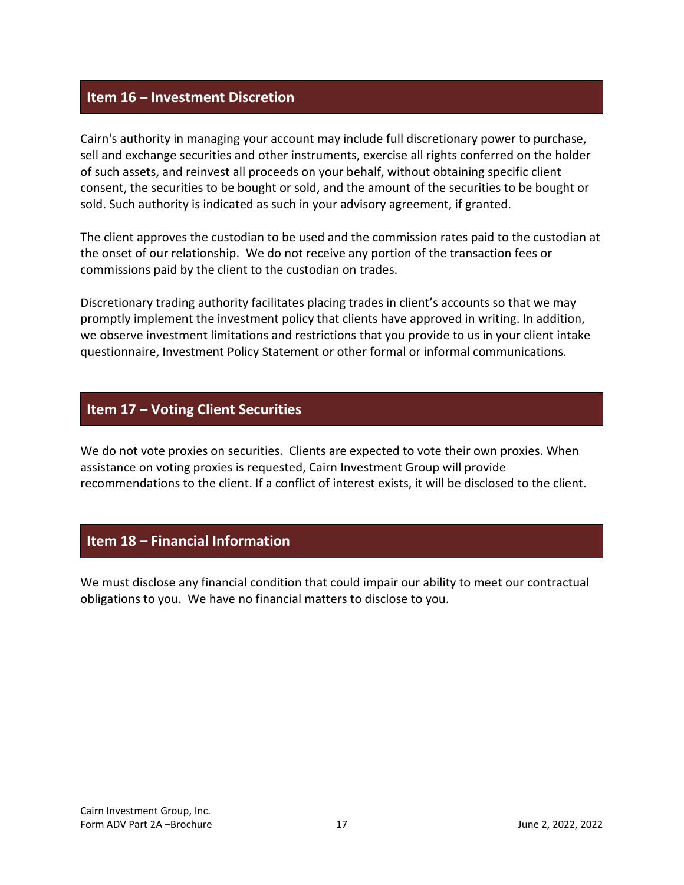## Item 16 – Investment Discretion

Cairn's authority in managing your account may include full discretionary power to purchase, sell and exchange securities and other instruments, exercise all rights conferred on the holder of such assets, and reinvest all proceeds on your behalf, without obtaining specific client consent, the securities to be bought or sold, and the amount of the securities to be bought or sold. Such authority is indicated as such in your advisory agreement, if granted.

The client approves the custodian to be used and the commission rates paid to the custodian at the onset of our relationship. We do not receive any portion of the transaction fees or commissions paid by the client to the custodian on trades.

Discretionary trading authority facilitates placing trades in client's accounts so that we may promptly implement the investment policy that clients have approved in writing. In addition, we observe investment limitations and restrictions that you provide to us in your client intake questionnaire, Investment Policy Statement or other formal or informal communications.

## Item 17 – Voting Client Securities

We do not vote proxies on securities. Clients are expected to vote their own proxies. When assistance on voting proxies is requested, Cairn Investment Group will provide recommendations to the client. If a conflict of interest exists, it will be disclosed to the client.

## Item 18 – Financial Information

We must disclose any financial condition that could impair our ability to meet our contractual obligations to you. We have no financial matters to disclose to you.